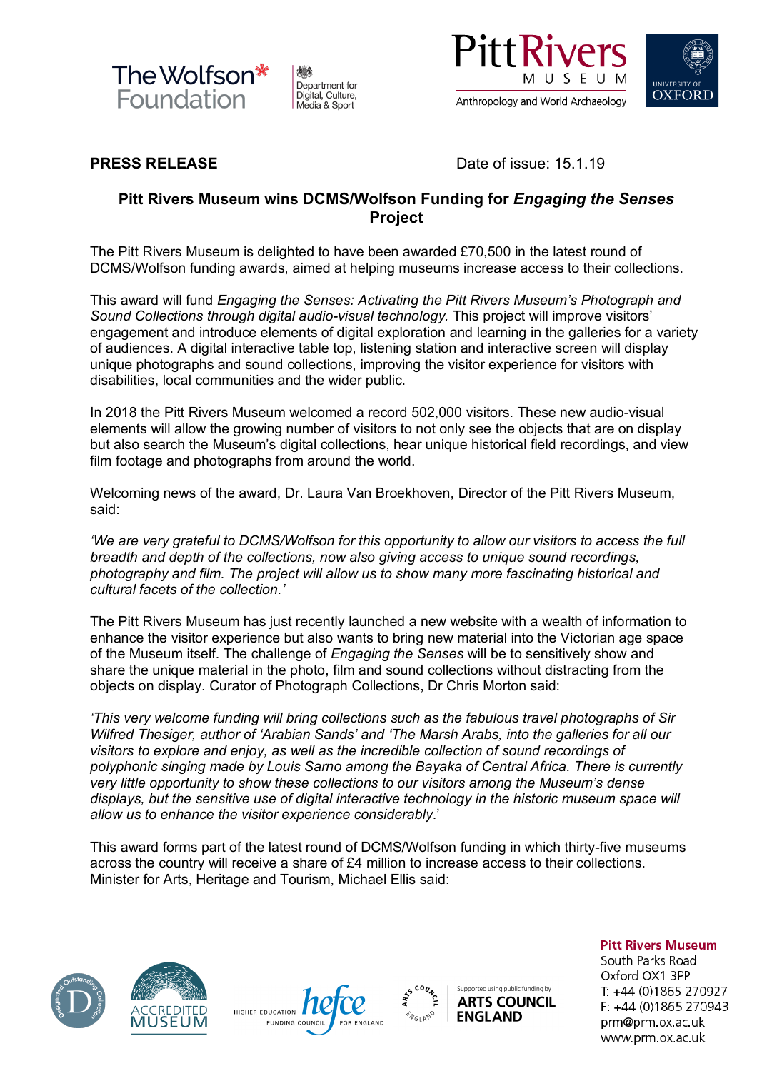**PRESS RELEASE**

Date of issue: 15.1.19

## Pitt Rivers Museum wins DCMS/Wolfson Funding for *Engaging the Senses* Project

The Pitt Rivers Museum is delighted to have been awarded £70,500 in the latest round of DCMS/Wolfson funding awards, aimed at helping museums increase access to their collections.

This award will fund *Engaging the Senses: Activating the Pitt Rivers Museum's Photograph and Sound Collections through digital audio-visual technology.* This project will improve visitors' engagement and introduce elements of digital exploration and learning in the galleries for a variety of audiences. A digital interactive table top, listening station and interactive screen will display unique photographs and sound collections, improving the visitor experience for visitors with disabilities, local communities and the wider public.

In 2018 the Pitt Rivers Museum welcomed a record 502,000 visitors. These new audio-visual elements will allow the growing number of visitors to not only see the objects that are on display but also search the Museum's digital collections, hear unique historical field recordings, and view film footage and photographs from around the world.

Welcoming news of the award, Dr. Laura Van Broekhoven, Director of the Pitt Rivers Museum, said:

*'We are very grateful to DCMS/Wolfson for this opportunity to allow our visitors to access the full breadth and depth of the collections, now also giving access to unique sound recordings, photography and film. The project will allow us to show many more fascinating historical and cultural facets of the collection.'*

The Pitt Rivers Museum has just recently launched a new website with a wealth of information to enhance the visitor experience but also wants to bring new material into the Victorian age space of the Museum itself. The challenge of *Engaging the Senses* will be to sensitively show and share the unique material in the photo, film and sound collections without distracting from the objects on display. Curator of Photograph Collections, Dr Chris Morton said:

*'This very welcome funding will bring collections such as the fabulous travel photographs of Sir Wilfred Thesiger, author of 'Arabian Sands' and 'The Marsh Arabs, into the galleries for all our visitors to explore and enjoy, as well as the incredible collection of sound recordings of polyphonic singing made by Louis Sarno among the Bayaka of Central Africa. There is currently very little opportunity to show these collections to our visitors among the Museum's dense displays, but the sensitive use of digital interactive technology in the historic museum space will allow us to enhance the visitor experience considerably*.'

This award forms part of the latest round of DCMS/Wolfson funding in which thirty-five museums across the country will receive a share of £4 million to increase access to their collections. Minister for Arts, Heritage and Tourism, Michael Ellis said:

**Pitt Rivers Museum**
South Parks Road
Oxford OX1 3PP
T: +44 (0)1865 270927
F: +44 (0)1865 270943
prm@prm.ox.ac.uk
www.prm.ox.ac.uk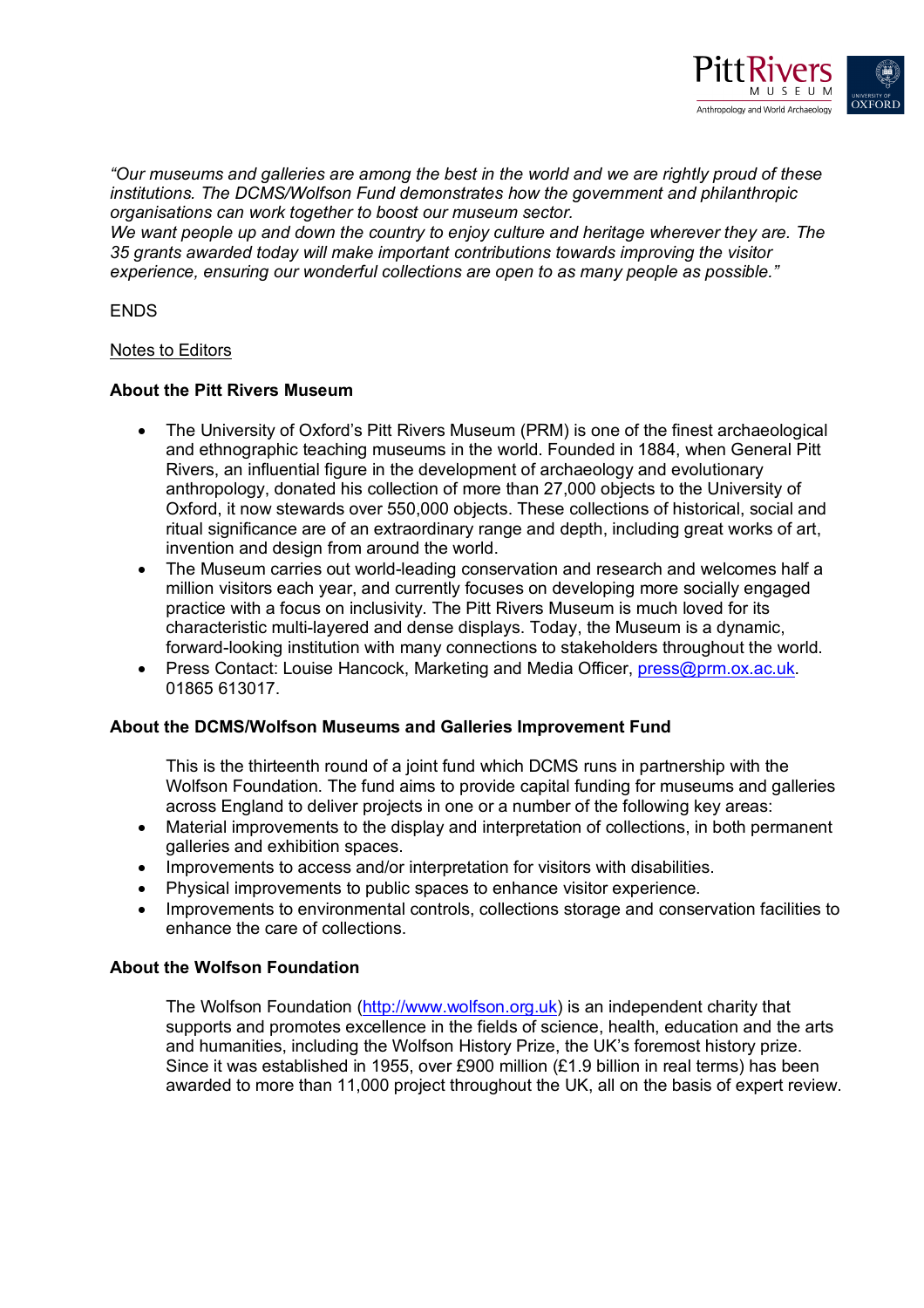*"Our museums and galleries are among the best in the world and we are rightly proud of these institutions. The DCMS/Wolfson Fund demonstrates how the government and philanthropic organisations can work together to boost our museum sector.*
*We want people up and down the country to enjoy culture and heritage wherever they are. The 35 grants awarded today will make important contributions towards improving the visitor experience, ensuring our wonderful collections are open to as many people as possible."*

ENDS

Notes to Editors

**About the Pitt Rivers Museum**

- The University of Oxford's Pitt Rivers Museum (PRM) is one of the finest archaeological and ethnographic teaching museums in the world. Founded in 1884, when General Pitt Rivers, an influential figure in the development of archaeology and evolutionary anthropology, donated his collection of more than 27,000 objects to the University of Oxford, it now stewards over 550,000 objects. These collections of historical, social and ritual significance are of an extraordinary range and depth, including great works of art, invention and design from around the world.
- The Museum carries out world-leading conservation and research and welcomes half a million visitors each year, and currently focuses on developing more socially engaged practice with a focus on inclusivity. The Pitt Rivers Museum is much loved for its characteristic multi-layered and dense displays. Today, the Museum is a dynamic, forward-looking institution with many connections to stakeholders throughout the world.
- Press Contact: Louise Hancock, Marketing and Media Officer, press@prm.ox.ac.uk. 01865 613017.

**About the DCMS/Wolfson Museums and Galleries Improvement Fund**

This is the thirteenth round of a joint fund which DCMS runs in partnership with the Wolfson Foundation. The fund aims to provide capital funding for museums and galleries across England to deliver projects in one or a number of the following key areas:

- Material improvements to the display and interpretation of collections, in both permanent galleries and exhibition spaces.
- Improvements to access and/or interpretation for visitors with disabilities.
- Physical improvements to public spaces to enhance visitor experience.
- Improvements to environmental controls, collections storage and conservation facilities to enhance the care of collections.

**About the Wolfson Foundation**

The Wolfson Foundation (http://www.wolfson.org.uk) is an independent charity that supports and promotes excellence in the fields of science, health, education and the arts and humanities, including the Wolfson History Prize, the UK's foremost history prize. Since it was established in 1955, over £900 million (£1.9 billion in real terms) has been awarded to more than 11,000 project throughout the UK, all on the basis of expert review.